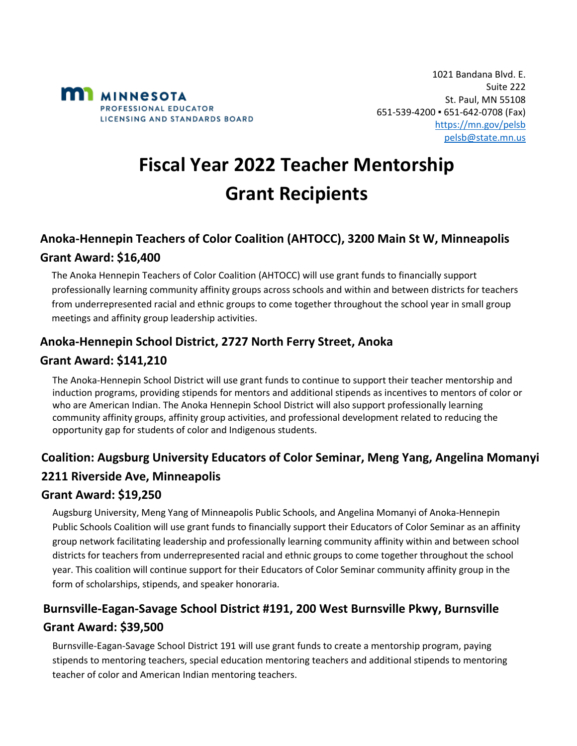MINNESOTA
PROFESSIONAL EDUCATOR
LICENSING AND STANDARDS BOARD

1021 Bandana Blvd. E.
Suite 222
St. Paul, MN 55108
651-539-4200 ▪ 651-642-0708 (Fax)
https://mn.gov/pelsb
pelsb@state.mn.us

# Fiscal Year 2022 Teacher Mentorship Grant Recipients

## Anoka-Hennepin Teachers of Color Coalition (AHTOCC), 3200 Main St W, Minneapolis

## Grant Award: $16,400

The Anoka Hennepin Teachers of Color Coalition (AHTOCC) will use grant funds to financially support professionally learning community affinity groups across schools and within and between districts for teachers from underrepresented racial and ethnic groups to come together throughout the school year in small group meetings and affinity group leadership activities.

## Anoka-Hennepin School District, 2727 North Ferry Street, Anoka

## Grant Award: $141,210

The Anoka-Hennepin School District will use grant funds to continue to support their teacher mentorship and induction programs, providing stipends for mentors and additional stipends as incentives to mentors of color or who are American Indian. The Anoka Hennepin School District will also support professionally learning community affinity groups, affinity group activities, and professional development related to reducing the opportunity gap for students of color and Indigenous students.

## Coalition: Augsburg University Educators of Color Seminar, Meng Yang, Angelina Momanyi 2211 Riverside Ave, Minneapolis

## Grant Award: $19,250

Augsburg University, Meng Yang of Minneapolis Public Schools, and Angelina Momanyi of Anoka-Hennepin Public Schools Coalition will use grant funds to financially support their Educators of Color Seminar as an affinity group network facilitating leadership and professionally learning community affinity within and between school districts for teachers from underrepresented racial and ethnic groups to come together throughout the school year. This coalition will continue support for their Educators of Color Seminar community affinity group in the form of scholarships, stipends, and speaker honoraria.

## Burnsville-Eagan-Savage School District #191, 200 West Burnsville Pkwy, Burnsville

## Grant Award: $39,500

Burnsville-Eagan-Savage School District 191 will use grant funds to create a mentorship program, paying stipends to mentoring teachers, special education mentoring teachers and additional stipends to mentoring teacher of color and American Indian mentoring teachers.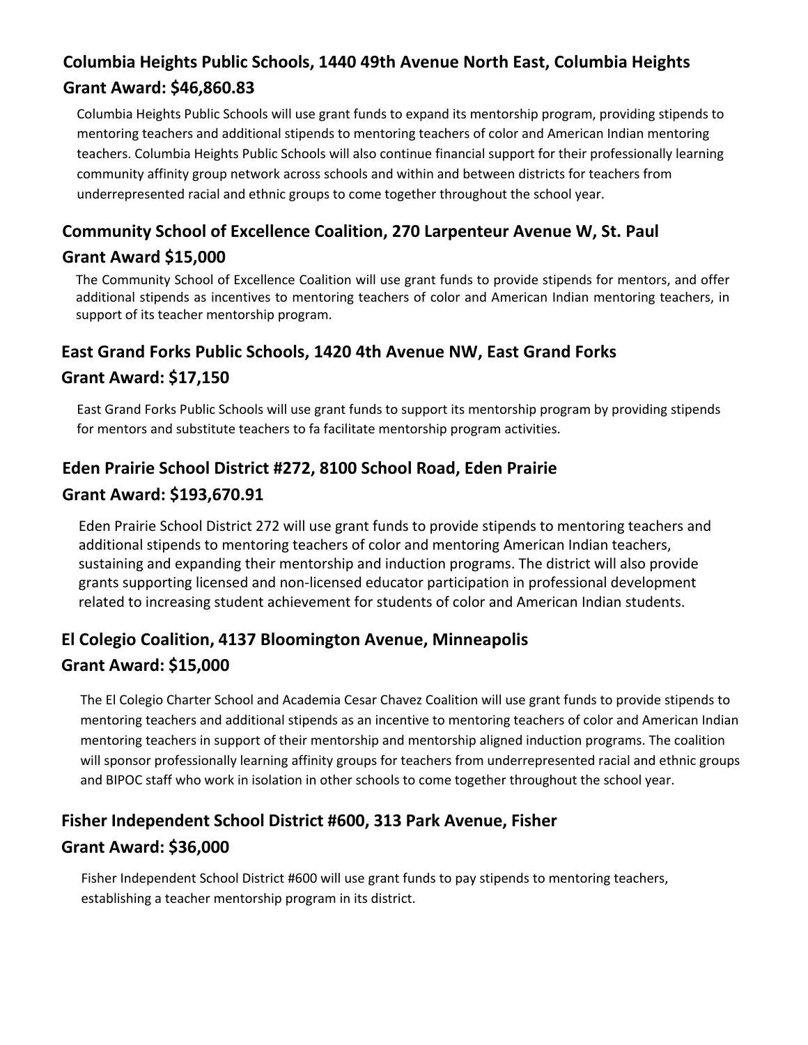### Columbia Heights Public Schools, 1440 49th Avenue North East, Columbia Heights

### Grant Award: $46,860.83

Columbia Heights Public Schools will use grant funds to expand its mentorship program, providing stipends to mentoring teachers and additional stipends to mentoring teachers of color and American Indian mentoring teachers. Columbia Heights Public Schools will also continue financial support for their professionally learning community affinity group network across schools and within and between districts for teachers from underrepresented racial and ethnic groups to come together throughout the school year.

### Community School of Excellence Coalition, 270 Larpenteur Avenue W, St. Paul

### Grant Award $15,000

The Community School of Excellence Coalition will use grant funds to provide stipends for mentors, and offer additional stipends as incentives to mentoring teachers of color and American Indian mentoring teachers, in support of its teacher mentorship program.

### East Grand Forks Public Schools, 1420 4th Avenue NW, East Grand Forks

### Grant Award: $17,150

East Grand Forks Public Schools will use grant funds to support its mentorship program by providing stipends for mentors and substitute teachers to fa facilitate mentorship program activities.

### Eden Prairie School District #272, 8100 School Road, Eden Prairie

### Grant Award: $193,670.91

Eden Prairie School District 272 will use grant funds to provide stipends to mentoring teachers and additional stipends to mentoring teachers of color and mentoring American Indian teachers, sustaining and expanding their mentorship and induction programs. The district will also provide grants supporting licensed and non-licensed educator participation in professional development related to increasing student achievement for students of color and American Indian students.

### El Colegio Coalition, 4137 Bloomington Avenue, Minneapolis

### Grant Award: $15,000

The El Colegio Charter School and Academia Cesar Chavez Coalition will use grant funds to provide stipends to mentoring teachers and additional stipends as an incentive to mentoring teachers of color and American Indian mentoring teachers in support of their mentorship and mentorship aligned induction programs. The coalition will sponsor professionally learning affinity groups for teachers from underrepresented racial and ethnic groups and BIPOC staff who work in isolation in other schools to come together throughout the school year.

### Fisher Independent School District #600, 313 Park Avenue, Fisher

### Grant Award: $36,000

Fisher Independent School District #600 will use grant funds to pay stipends to mentoring teachers, establishing a teacher mentorship program in its district.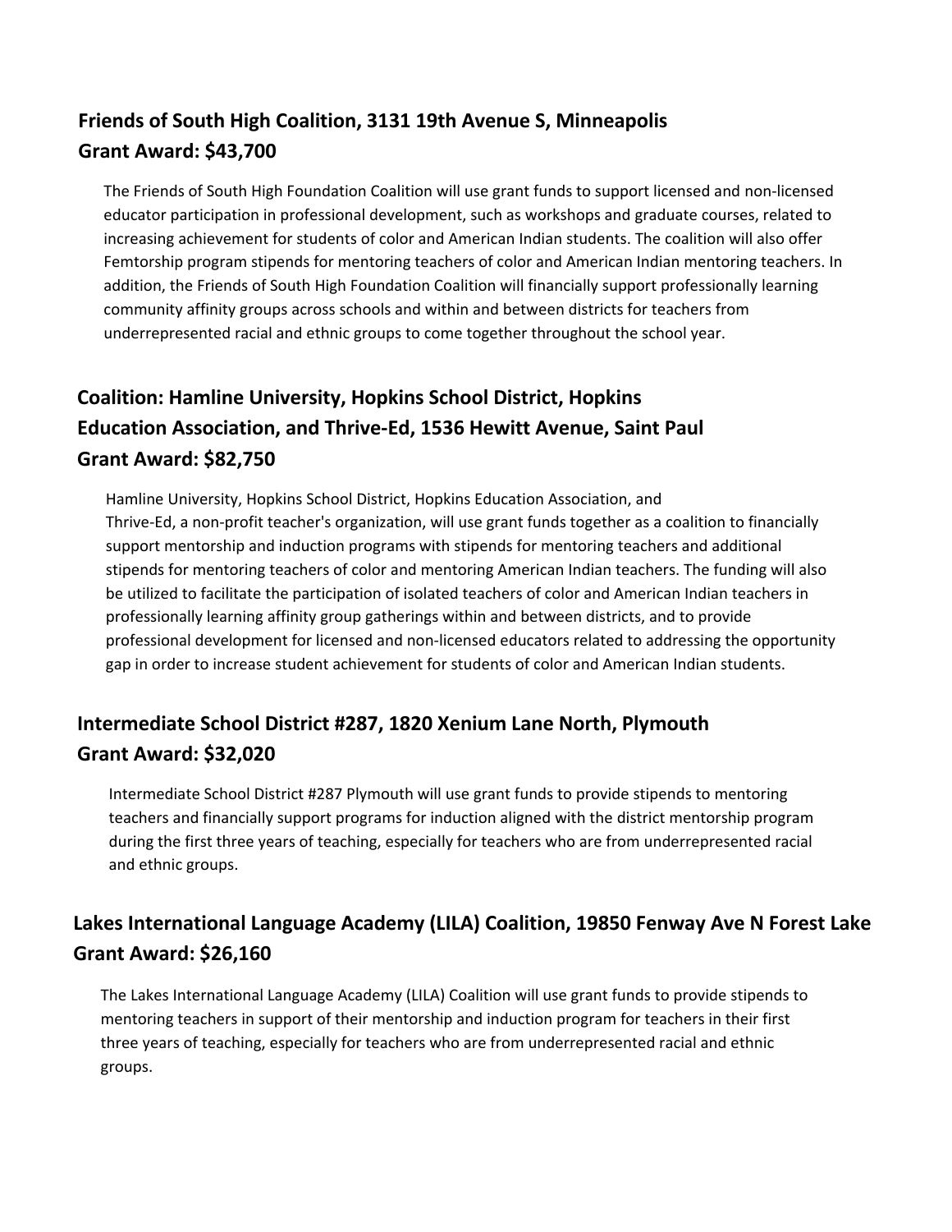### Friends of South High Coalition, 3131 19th Avenue S, Minneapolis
### Grant Award: $43,700

The Friends of South High Foundation Coalition will use grant funds to support licensed and non-licensed educator participation in professional development, such as workshops and graduate courses, related to increasing achievement for students of color and American Indian students. The coalition will also offer Femtorship program stipends for mentoring teachers of color and American Indian mentoring teachers. In addition, the Friends of South High Foundation Coalition will financially support professionally learning community affinity groups across schools and within and between districts for teachers from underrepresented racial and ethnic groups to come together throughout the school year.

### Coalition: Hamline University, Hopkins School District, Hopkins Education Association, and Thrive-Ed, 1536 Hewitt Avenue, Saint Paul
### Grant Award: $82,750

Hamline University, Hopkins School District, Hopkins Education Association, and Thrive-Ed, a non-profit teacher's organization, will use grant funds together as a coalition to financially support mentorship and induction programs with stipends for mentoring teachers and additional stipends for mentoring teachers of color and mentoring American Indian teachers. The funding will also be utilized to facilitate the participation of isolated teachers of color and American Indian teachers in professionally learning affinity group gatherings within and between districts, and to provide professional development for licensed and non-licensed educators related to addressing the opportunity gap in order to increase student achievement for students of color and American Indian students.

### Intermediate School District #287, 1820 Xenium Lane North, Plymouth
### Grant Award: $32,020

Intermediate School District #287 Plymouth will use grant funds to provide stipends to mentoring teachers and financially support programs for induction aligned with the district mentorship program during the first three years of teaching, especially for teachers who are from underrepresented racial and ethnic groups.

### Lakes International Language Academy (LILA) Coalition, 19850 Fenway Ave N Forest Lake
### Grant Award: $26,160

The Lakes International Language Academy (LILA) Coalition will use grant funds to provide stipends to mentoring teachers in support of their mentorship and induction program for teachers in their first three years of teaching, especially for teachers who are from underrepresented racial and ethnic groups.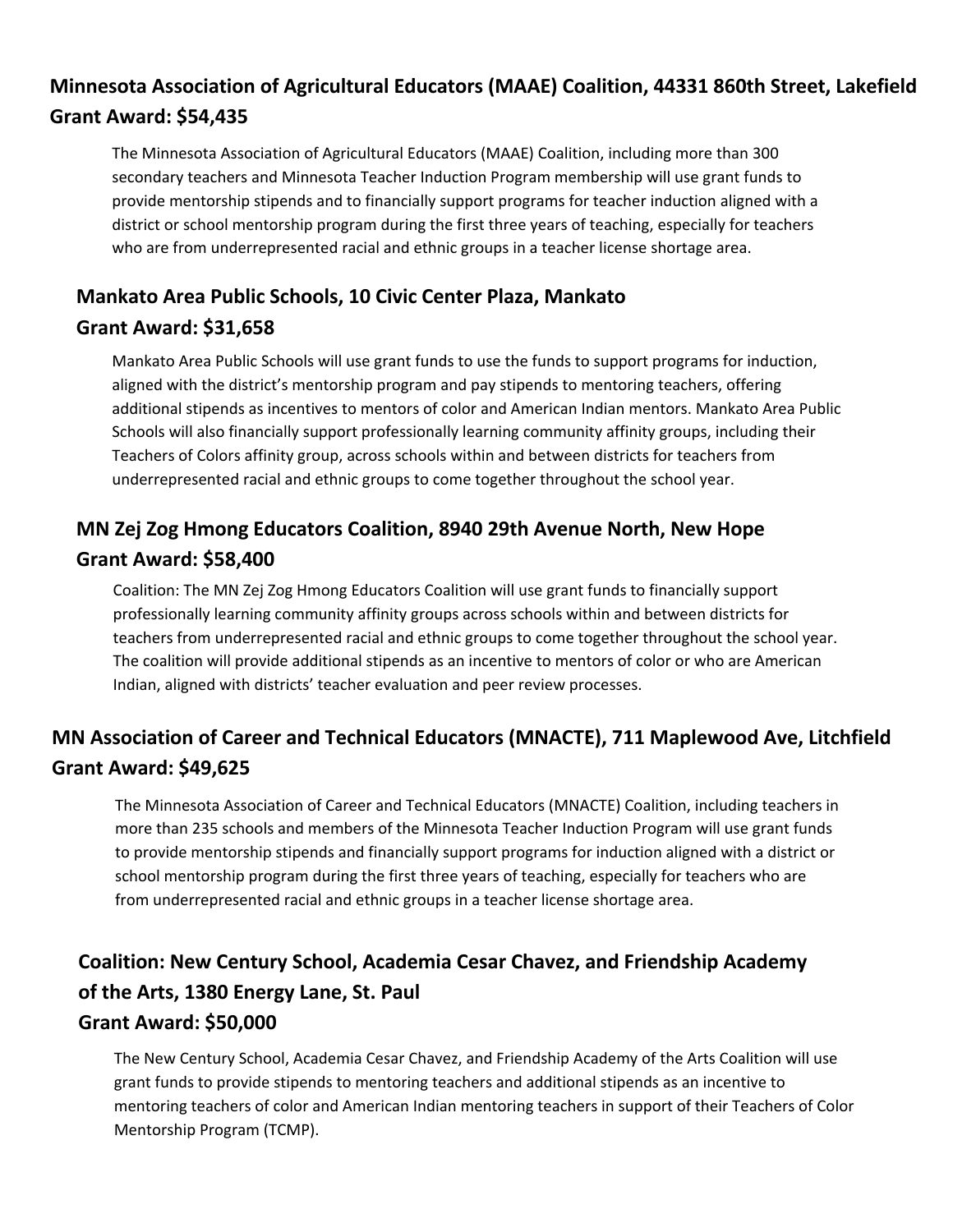**Minnesota Association of Agricultural Educators (MAAE) Coalition, 44331 860th Street, Lakefield**
**Grant Award: $54,435**

The Minnesota Association of Agricultural Educators (MAAE) Coalition, including more than 300 secondary teachers and Minnesota Teacher Induction Program membership will use grant funds to provide mentorship stipends and to financially support programs for teacher induction aligned with a district or school mentorship program during the first three years of teaching, especially for teachers who are from underrepresented racial and ethnic groups in a teacher license shortage area.

**Mankato Area Public Schools, 10 Civic Center Plaza, Mankato**
**Grant Award: $31,658**

Mankato Area Public Schools will use grant funds to use the funds to support programs for induction, aligned with the district's mentorship program and pay stipends to mentoring teachers, offering additional stipends as incentives to mentors of color and American Indian mentors. Mankato Area Public Schools will also financially support professionally learning community affinity groups, including their Teachers of Colors affinity group, across schools within and between districts for teachers from underrepresented racial and ethnic groups to come together throughout the school year.

**MN Zej Zog Hmong Educators Coalition, 8940 29th Avenue North, New Hope**
**Grant Award: $58,400**

Coalition: The MN Zej Zog Hmong Educators Coalition will use grant funds to financially support professionally learning community affinity groups across schools within and between districts for teachers from underrepresented racial and ethnic groups to come together throughout the school year. The coalition will provide additional stipends as an incentive to mentors of color or who are American Indian, aligned with districts' teacher evaluation and peer review processes.

**MN Association of Career and Technical Educators (MNACTE), 711 Maplewood Ave, Litchfield**
**Grant Award: $49,625**

The Minnesota Association of Career and Technical Educators (MNACTE) Coalition, including teachers in more than 235 schools and members of the Minnesota Teacher Induction Program will use grant funds to provide mentorship stipends and financially support programs for induction aligned with a district or school mentorship program during the first three years of teaching, especially for teachers who are from underrepresented racial and ethnic groups in a teacher license shortage area.

**Coalition: New Century School, Academia Cesar Chavez, and Friendship Academy of the Arts, 1380 Energy Lane, St. Paul**
**Grant Award: $50,000**

The New Century School, Academia Cesar Chavez, and Friendship Academy of the Arts Coalition will use grant funds to provide stipends to mentoring teachers and additional stipends as an incentive to mentoring teachers of color and American Indian mentoring teachers in support of their Teachers of Color Mentorship Program (TCMP).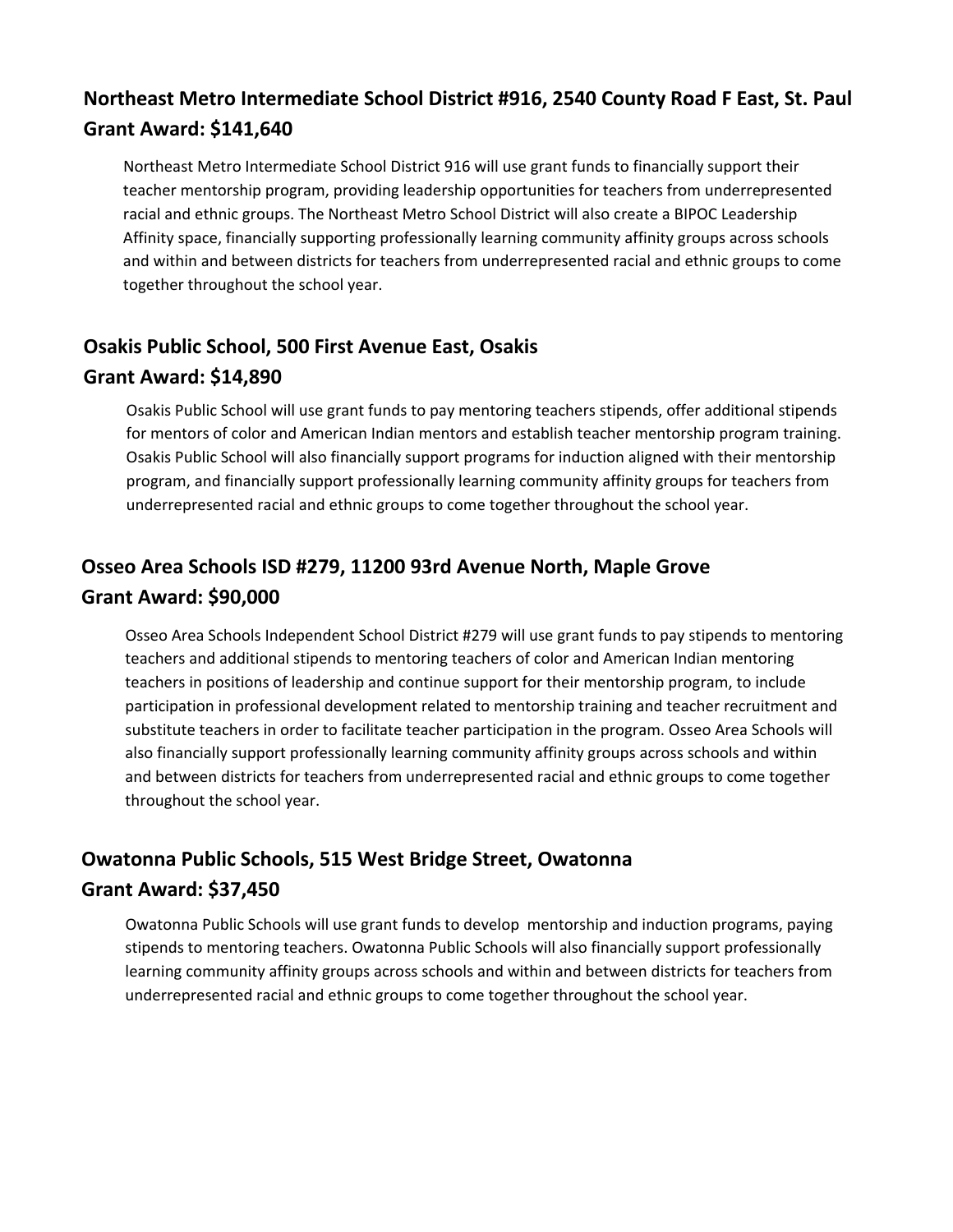## Northeast Metro Intermediate School District #916, 2540 County Road F East, St. Paul
## Grant Award: $141,640

Northeast Metro Intermediate School District 916 will use grant funds to financially support their teacher mentorship program, providing leadership opportunities for teachers from underrepresented racial and ethnic groups. The Northeast Metro School District will also create a BIPOC Leadership Affinity space, financially supporting professionally learning community affinity groups across schools and within and between districts for teachers from underrepresented racial and ethnic groups to come together throughout the school year.

## Osakis Public School, 500 First Avenue East, Osakis
## Grant Award: $14,890

Osakis Public School will use grant funds to pay mentoring teachers stipends, offer additional stipends for mentors of color and American Indian mentors and establish teacher mentorship program training. Osakis Public School will also financially support programs for induction aligned with their mentorship program, and financially support professionally learning community affinity groups for teachers from underrepresented racial and ethnic groups to come together throughout the school year.

## Osseo Area Schools ISD #279, 11200 93rd Avenue North, Maple Grove
## Grant Award: $90,000

Osseo Area Schools Independent School District #279 will use grant funds to pay stipends to mentoring teachers and additional stipends to mentoring teachers of color and American Indian mentoring teachers in positions of leadership and continue support for their mentorship program, to include participation in professional development related to mentorship training and teacher recruitment and substitute teachers in order to facilitate teacher participation in the program. Osseo Area Schools will also financially support professionally learning community affinity groups across schools and within and between districts for teachers from underrepresented racial and ethnic groups to come together throughout the school year.

## Owatonna Public Schools, 515 West Bridge Street, Owatonna
## Grant Award: $37,450

Owatonna Public Schools will use grant funds to develop mentorship and induction programs, paying stipends to mentoring teachers. Owatonna Public Schools will also financially support professionally learning community affinity groups across schools and within and between districts for teachers from underrepresented racial and ethnic groups to come together throughout the school year.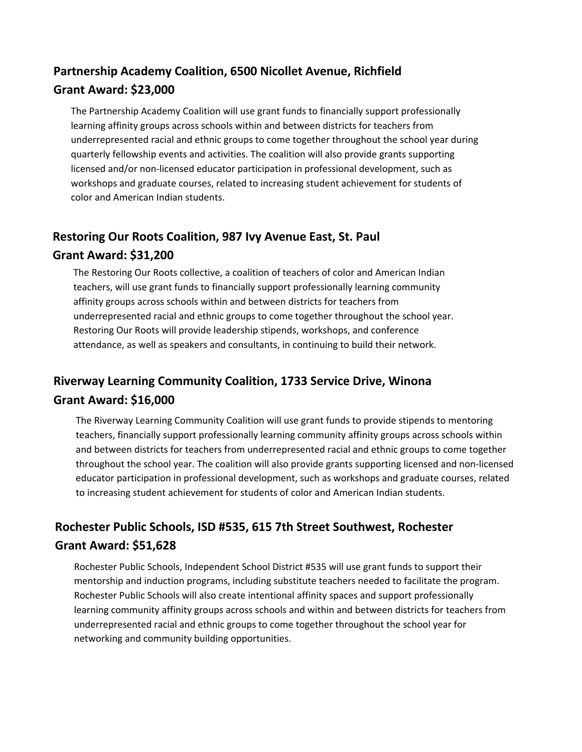## Partnership Academy Coalition, 6500 Nicollet Avenue, Richfield

## Grant Award: $23,000

The Partnership Academy Coalition will use grant funds to financially support professionally learning affinity groups across schools within and between districts for teachers from underrepresented racial and ethnic groups to come together throughout the school year during quarterly fellowship events and activities. The coalition will also provide grants supporting licensed and/or non-licensed educator participation in professional development, such as workshops and graduate courses, related to increasing student achievement for students of color and American Indian students.

## Restoring Our Roots Coalition, 987 Ivy Avenue East, St. Paul

## Grant Award: $31,200

The Restoring Our Roots collective, a coalition of teachers of color and American Indian teachers, will use grant funds to financially support professionally learning community affinity groups across schools within and between districts for teachers from underrepresented racial and ethnic groups to come together throughout the school year. Restoring Our Roots will provide leadership stipends, workshops, and conference attendance, as well as speakers and consultants, in continuing to build their network.

## Riverway Learning Community Coalition, 1733 Service Drive, Winona

## Grant Award: $16,000

The Riverway Learning Community Coalition will use grant funds to provide stipends to mentoring teachers, financially support professionally learning community affinity groups across schools within and between districts for teachers from underrepresented racial and ethnic groups to come together throughout the school year. The coalition will also provide grants supporting licensed and non-licensed educator participation in professional development, such as workshops and graduate courses, related to increasing student achievement for students of color and American Indian students.

## Rochester Public Schools, ISD #535, 615 7th Street Southwest, Rochester

## Grant Award: $51,628

Rochester Public Schools, Independent School District #535 will use grant funds to support their mentorship and induction programs, including substitute teachers needed to facilitate the program. Rochester Public Schools will also create intentional affinity spaces and support professionally learning community affinity groups across schools and within and between districts for teachers from underrepresented racial and ethnic groups to come together throughout the school year for networking and community building opportunities.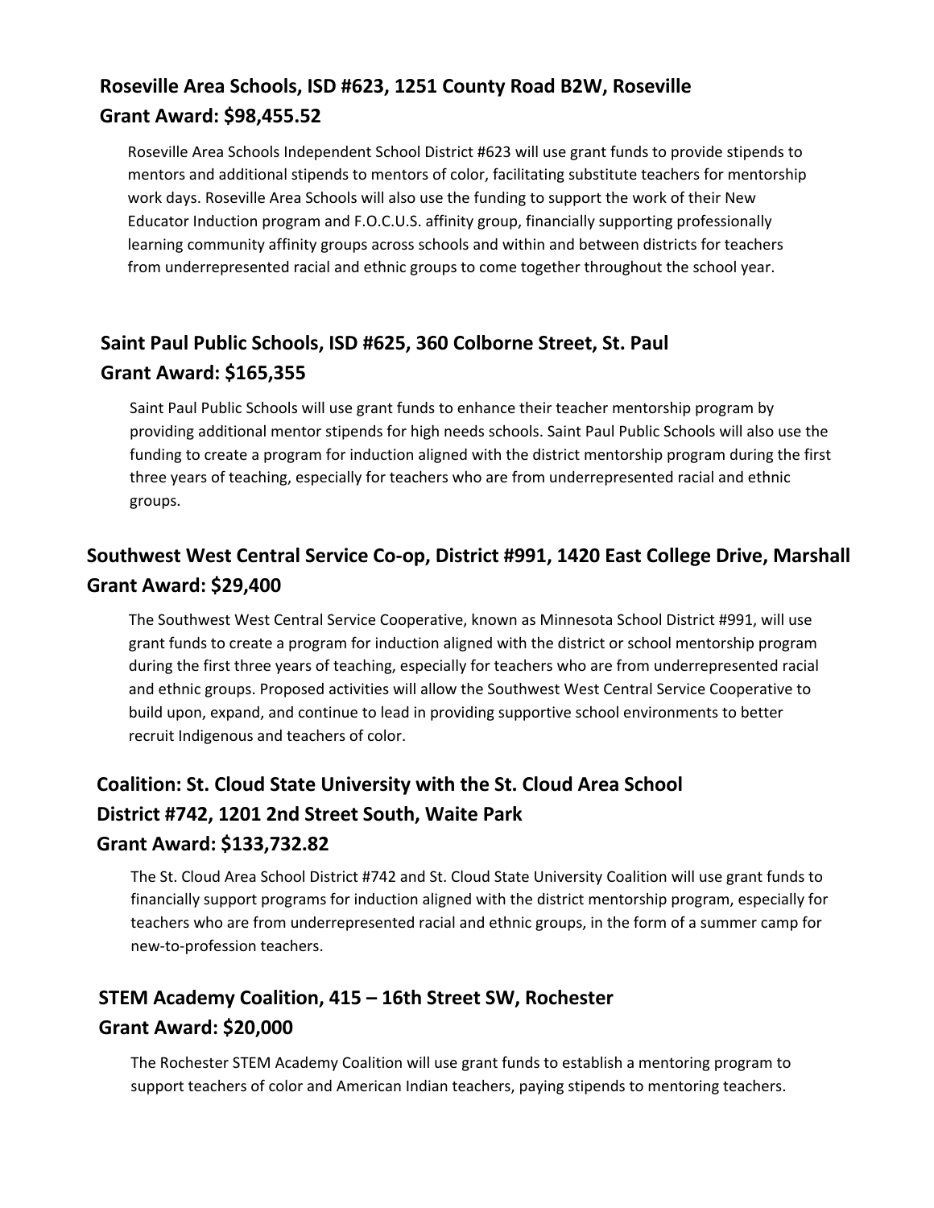### Roseville Area Schools, ISD #623, 1251 County Road B2W, Roseville

**Grant Award: $98,455.52**

Roseville Area Schools Independent School District #623 will use grant funds to provide stipends to mentors and additional stipends to mentors of color, facilitating substitute teachers for mentorship work days. Roseville Area Schools will also use the funding to support the work of their New Educator Induction program and F.O.C.U.S. affinity group, financially supporting professionally learning community affinity groups across schools and within and between districts for teachers from underrepresented racial and ethnic groups to come together throughout the school year.

### Saint Paul Public Schools, ISD #625, 360 Colborne Street, St. Paul

**Grant Award: $165,355**

Saint Paul Public Schools will use grant funds to enhance their teacher mentorship program by providing additional mentor stipends for high needs schools. Saint Paul Public Schools will also use the funding to create a program for induction aligned with the district mentorship program during the first three years of teaching, especially for teachers who are from underrepresented racial and ethnic groups.

### Southwest West Central Service Co-op, District #991, 1420 East College Drive, Marshall

**Grant Award: $29,400**

The Southwest West Central Service Cooperative, known as Minnesota School District #991, will use grant funds to create a program for induction aligned with the district or school mentorship program during the first three years of teaching, especially for teachers who are from underrepresented racial and ethnic groups. Proposed activities will allow the Southwest West Central Service Cooperative to build upon, expand, and continue to lead in providing supportive school environments to better recruit Indigenous and teachers of color.

### Coalition: St. Cloud State University with the St. Cloud Area School District #742, 1201 2nd Street South, Waite Park

**Grant Award: $133,732.82**

The St. Cloud Area School District #742 and St. Cloud State University Coalition will use grant funds to financially support programs for induction aligned with the district mentorship program, especially for teachers who are from underrepresented racial and ethnic groups, in the form of a summer camp for new-to-profession teachers.

### STEM Academy Coalition, 415 – 16th Street SW, Rochester

**Grant Award: $20,000**

The Rochester STEM Academy Coalition will use grant funds to establish a mentoring program to support teachers of color and American Indian teachers, paying stipends to mentoring teachers.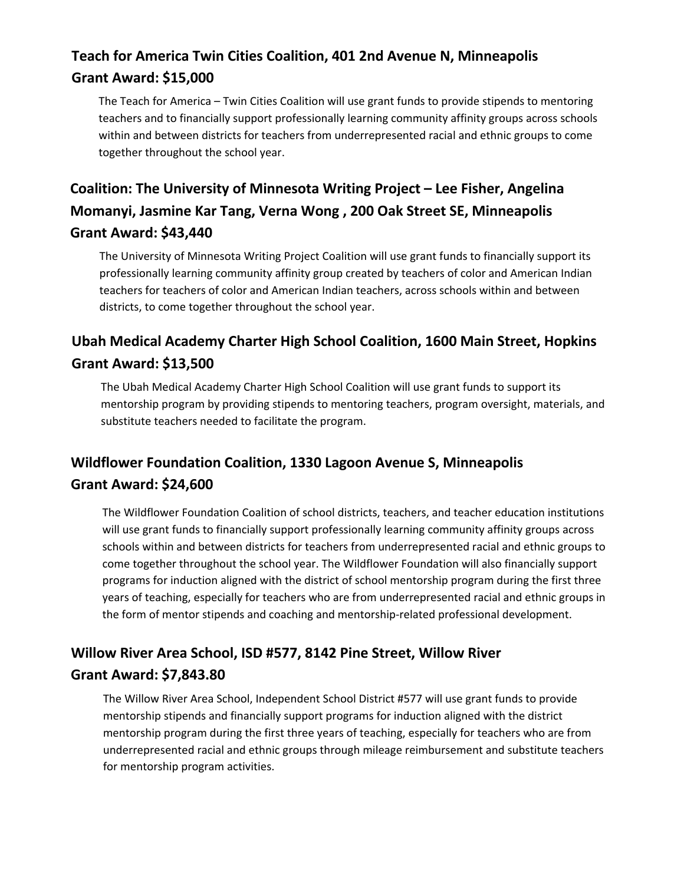### Teach for America Twin Cities Coalition, 401 2nd Avenue N, Minneapolis
### Grant Award: $15,000

The Teach for America – Twin Cities Coalition will use grant funds to provide stipends to mentoring teachers and to financially support professionally learning community affinity groups across schools within and between districts for teachers from underrepresented racial and ethnic groups to come together throughout the school year.

### Coalition: The University of Minnesota Writing Project – Lee Fisher, Angelina Momanyi, Jasmine Kar Tang, Verna Wong , 200 Oak Street SE, Minneapolis
### Grant Award: $43,440

The University of Minnesota Writing Project Coalition will use grant funds to financially support its professionally learning community affinity group created by teachers of color and American Indian teachers for teachers of color and American Indian teachers, across schools within and between districts, to come together throughout the school year.

### Ubah Medical Academy Charter High School Coalition, 1600 Main Street, Hopkins
### Grant Award: $13,500

The Ubah Medical Academy Charter High School Coalition will use grant funds to support its mentorship program by providing stipends to mentoring teachers, program oversight, materials, and substitute teachers needed to facilitate the program.

### Wildflower Foundation Coalition, 1330 Lagoon Avenue S, Minneapolis
### Grant Award: $24,600

The Wildflower Foundation Coalition of school districts, teachers, and teacher education institutions will use grant funds to financially support professionally learning community affinity groups across schools within and between districts for teachers from underrepresented racial and ethnic groups to come together throughout the school year. The Wildflower Foundation will also financially support programs for induction aligned with the district of school mentorship program during the first three years of teaching, especially for teachers who are from underrepresented racial and ethnic groups in the form of mentor stipends and coaching and mentorship-related professional development.

### Willow River Area School, ISD #577, 8142 Pine Street, Willow River
### Grant Award: $7,843.80

The Willow River Area School, Independent School District #577 will use grant funds to provide mentorship stipends and financially support programs for induction aligned with the district mentorship program during the first three years of teaching, especially for teachers who are from underrepresented racial and ethnic groups through mileage reimbursement and substitute teachers for mentorship program activities.